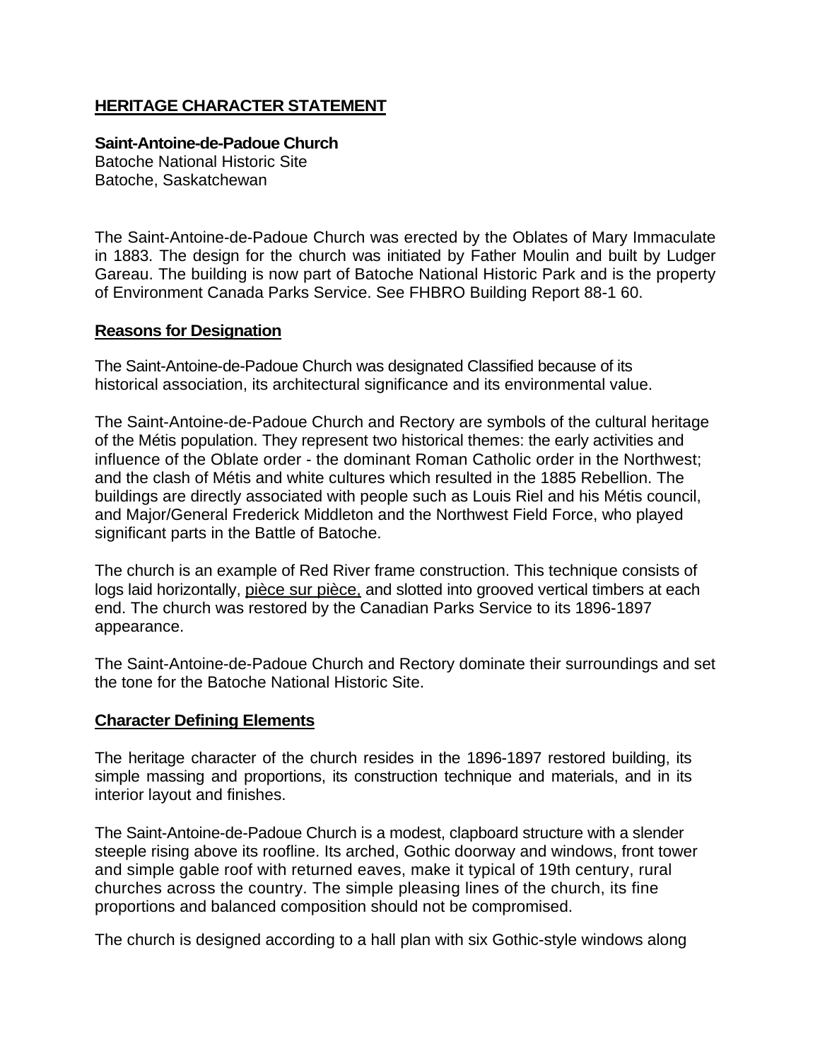## HERITAGE CHARACTER STATEMENT

**Saint-Antoine-de-Padoue Church**
Batoche National Historic Site
Batoche, Saskatchewan

The Saint-Antoine-de-Padoue Church was erected by the Oblates of Mary Immaculate in 1883. The design for the church was initiated by Father Moulin and built by Ludger Gareau. The building is now part of Batoche National Historic Park and is the property of Environment Canada Parks Service. See FHBRO Building Report 88-1 60.

### Reasons for Designation

The Saint-Antoine-de-Padoue Church was designated Classified because of its historical association, its architectural significance and its environmental value.

The Saint-Antoine-de-Padoue Church and Rectory are symbols of the cultural heritage of the Métis population. They represent two historical themes: the early activities and influence of the Oblate order - the dominant Roman Catholic order in the Northwest; and the clash of Métis and white cultures which resulted in the 1885 Rebellion. The buildings are directly associated with people such as Louis Riel and his Métis council, and Major/General Frederick Middleton and the Northwest Field Force, who played significant parts in the Battle of Batoche.

The church is an example of Red River frame construction. This technique consists of logs laid horizontally, pièce sur pièce, and slotted into grooved vertical timbers at each end. The church was restored by the Canadian Parks Service to its 1896-1897 appearance.

The Saint-Antoine-de-Padoue Church and Rectory dominate their surroundings and set the tone for the Batoche National Historic Site.

### Character Defining Elements

The heritage character of the church resides in the 1896-1897 restored building, its simple massing and proportions, its construction technique and materials, and in its interior layout and finishes.

The Saint-Antoine-de-Padoue Church is a modest, clapboard structure with a slender steeple rising above its roofline. Its arched, Gothic doorway and windows, front tower and simple gable roof with returned eaves, make it typical of 19th century, rural churches across the country. The simple pleasing lines of the church, its fine proportions and balanced composition should not be compromised.

The church is designed according to a hall plan with six Gothic-style windows along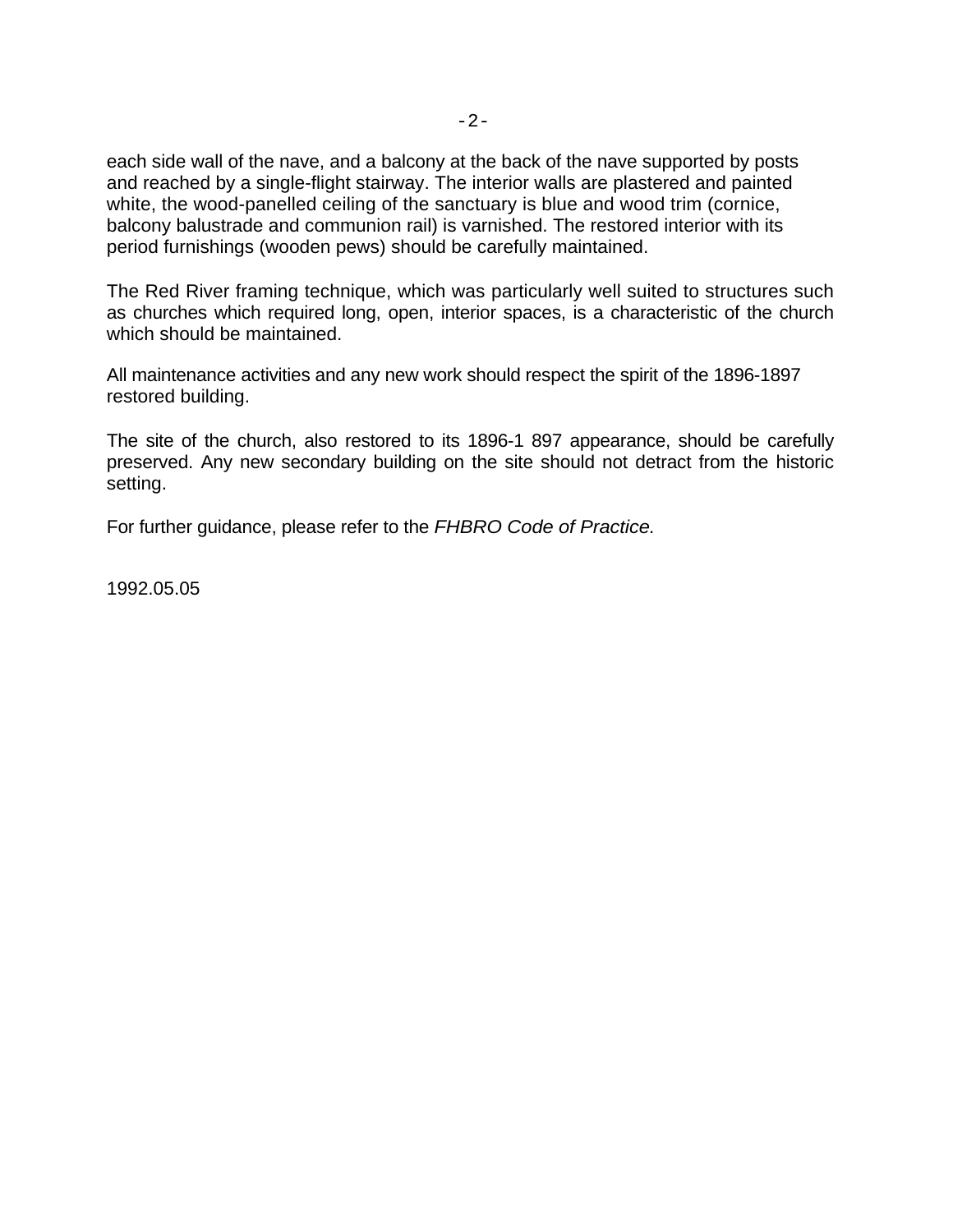each side wall of the nave, and a balcony at the back of the nave supported by posts and reached by a single-flight stairway. The interior walls are plastered and painted white, the wood-panelled ceiling of the sanctuary is blue and wood trim (cornice, balcony balustrade and communion rail) is varnished. The restored interior with its period furnishings (wooden pews) should be carefully maintained.

The Red River framing technique, which was particularly well suited to structures such as churches which required long, open, interior spaces, is a characteristic of the church which should be maintained.

All maintenance activities and any new work should respect the spirit of the 1896-1897 restored building.

The site of the church, also restored to its 1896-1 897 appearance, should be carefully preserved. Any new secondary building on the site should not detract from the historic setting.

For further guidance, please refer to the *FHBRO Code of Practice.*

1992.05.05